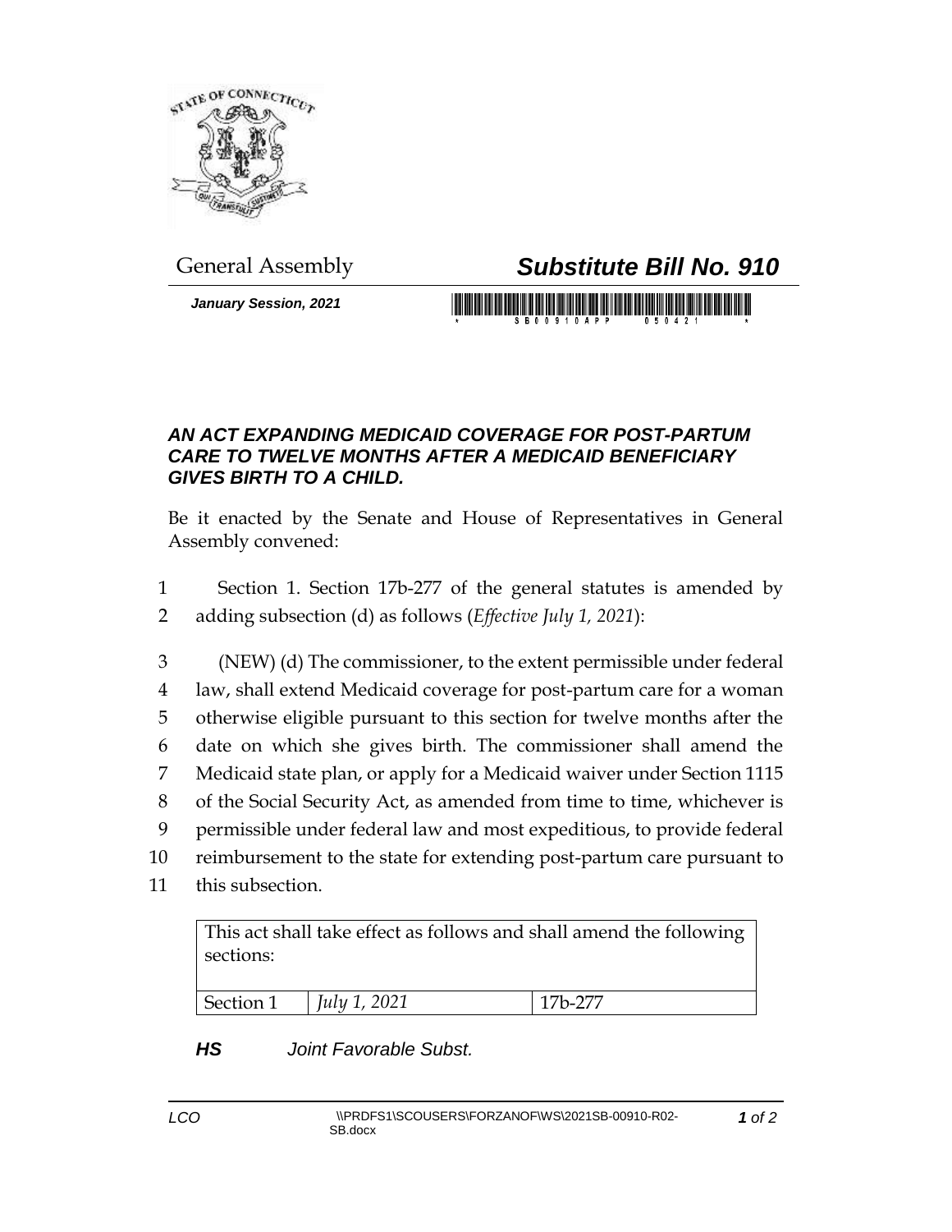General Assembly

# *Substitute Bill No. 910*

***January Session, 2021***

### *AN ACT EXPANDING MEDICAID COVERAGE FOR POST-PARTUM CARE TO TWELVE MONTHS AFTER A MEDICAID BENEFICIARY GIVES BIRTH TO A CHILD.*

Be it enacted by the Senate and House of Representatives in General Assembly convened:

1 Section 1. Section 17b-277 of the general statutes is amended by
2 adding subsection (d) as follows (*Effective July 1, 2021*):

3 (NEW) (d) The commissioner, to the extent permissible under federal
4 law, shall extend Medicaid coverage for post-partum care for a woman
5 otherwise eligible pursuant to this section for twelve months after the
6 date on which she gives birth. The commissioner shall amend the
7 Medicaid state plan, or apply for a Medicaid waiver under Section 1115
8 of the Social Security Act, as amended from time to time, whichever is
9 permissible under federal law and most expeditious, to provide federal
10 reimbursement to the state for extending post-partum care pursuant to
11 this subsection.

| This act shall take effect as follows and shall amend the following sections: | | |
|---|---|---|
| Section 1 | *July 1, 2021* | 17b-277 |

***HS*** *Joint Favorable Subst.*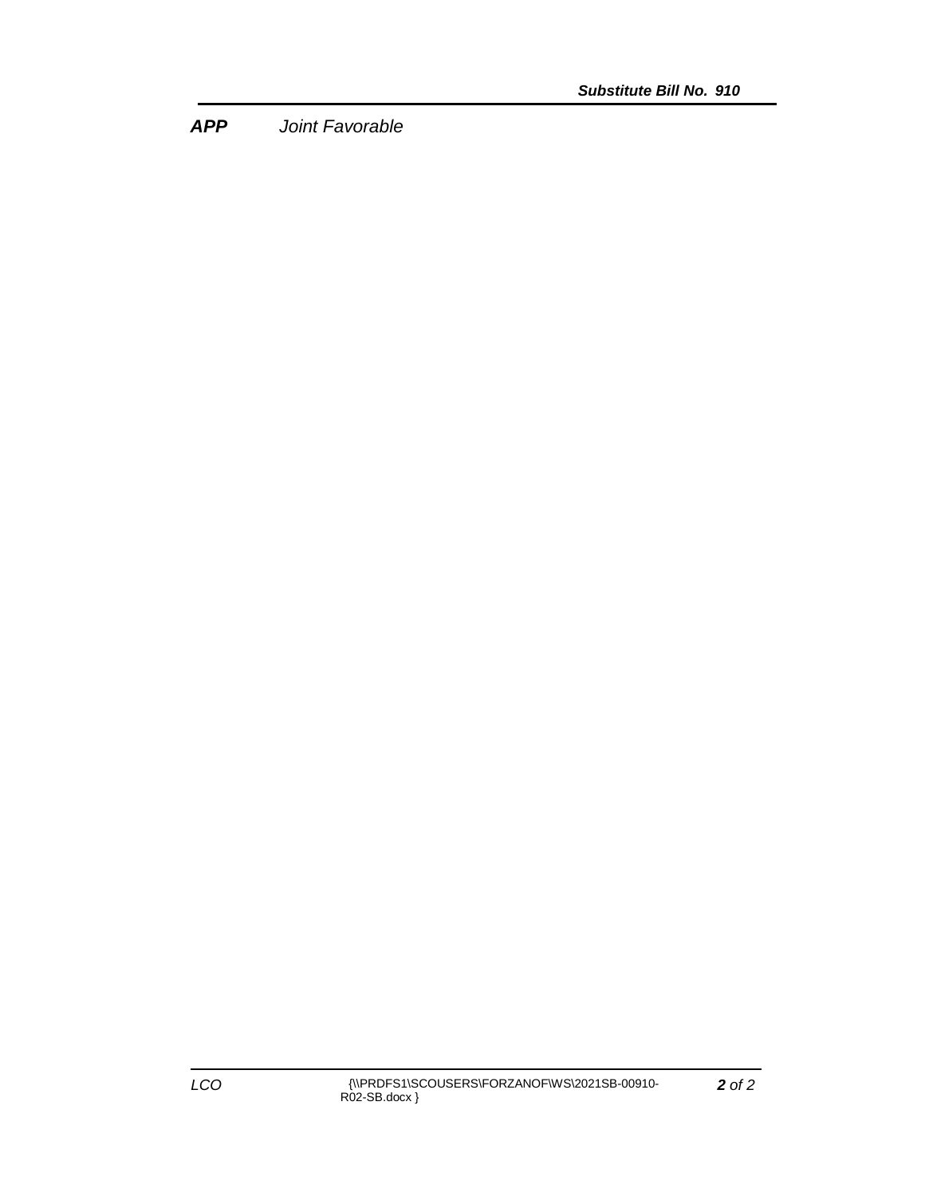***APP*** *Joint Favorable*